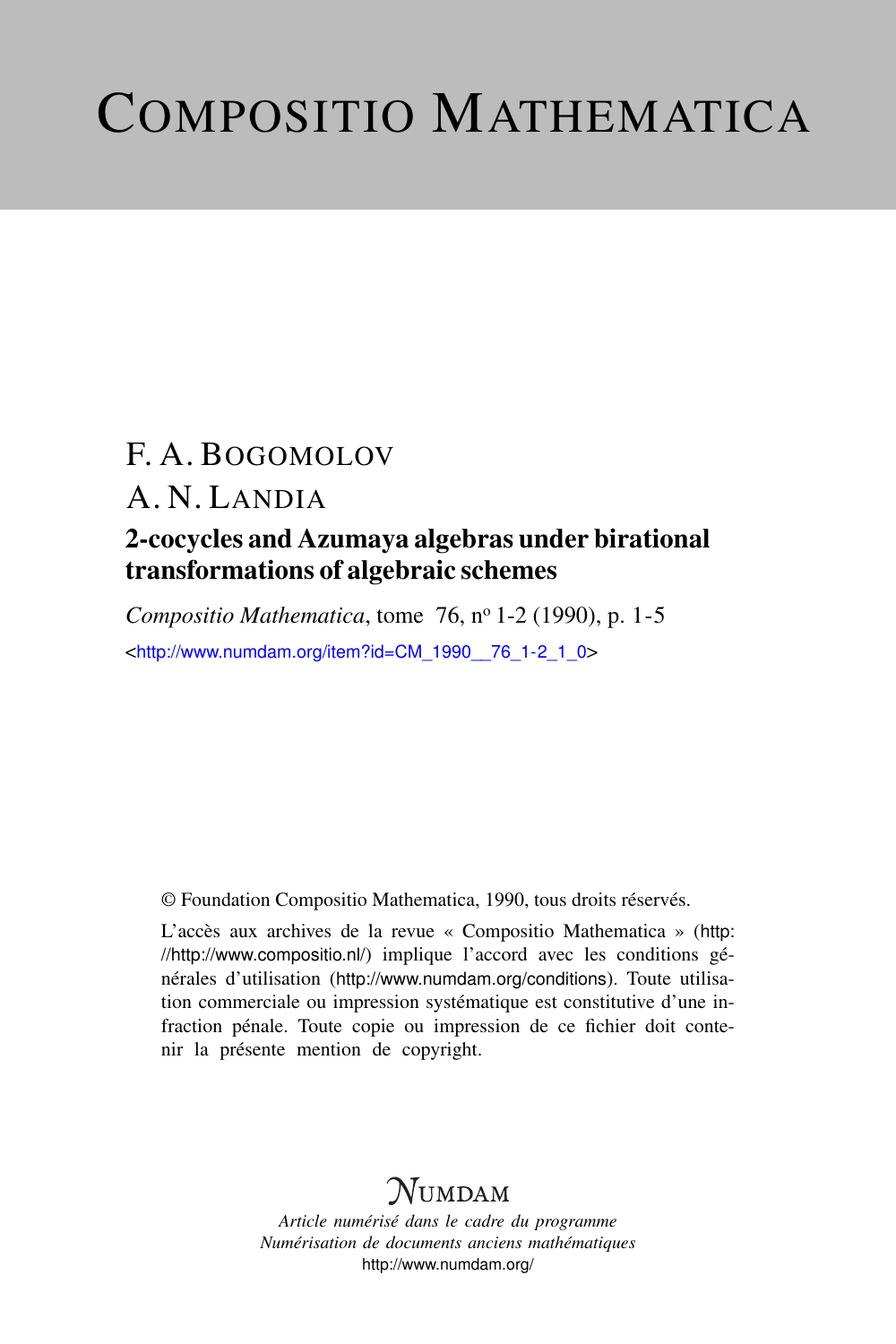# Compositio Mathematica

F. A. Bogomolov

A. N. Landia

## 2-cocycles and Azumaya algebras under birational transformations of algebraic schemes

*Compositio Mathematica*, tome 76, nº 1-2 (1990), p. 1-5

<http://www.numdam.org/item?id=CM_1990__76_1-2_1_0>

© Foundation Compositio Mathematica, 1990, tous droits réservés.

L'accès aux archives de la revue « Compositio Mathematica » (http://http://www.compositio.nl/) implique l'accord avec les conditions générales d'utilisation (http://www.numdam.org/conditions). Toute utilisation commerciale ou impression systématique est constitutive d'une infraction pénale. Toute copie ou impression de ce fichier doit contenir la présente mention de copyright.

Numdam

*Article numérisé dans le cadre du programme*
*Numérisation de documents anciens mathématiques*
http://www.numdam.org/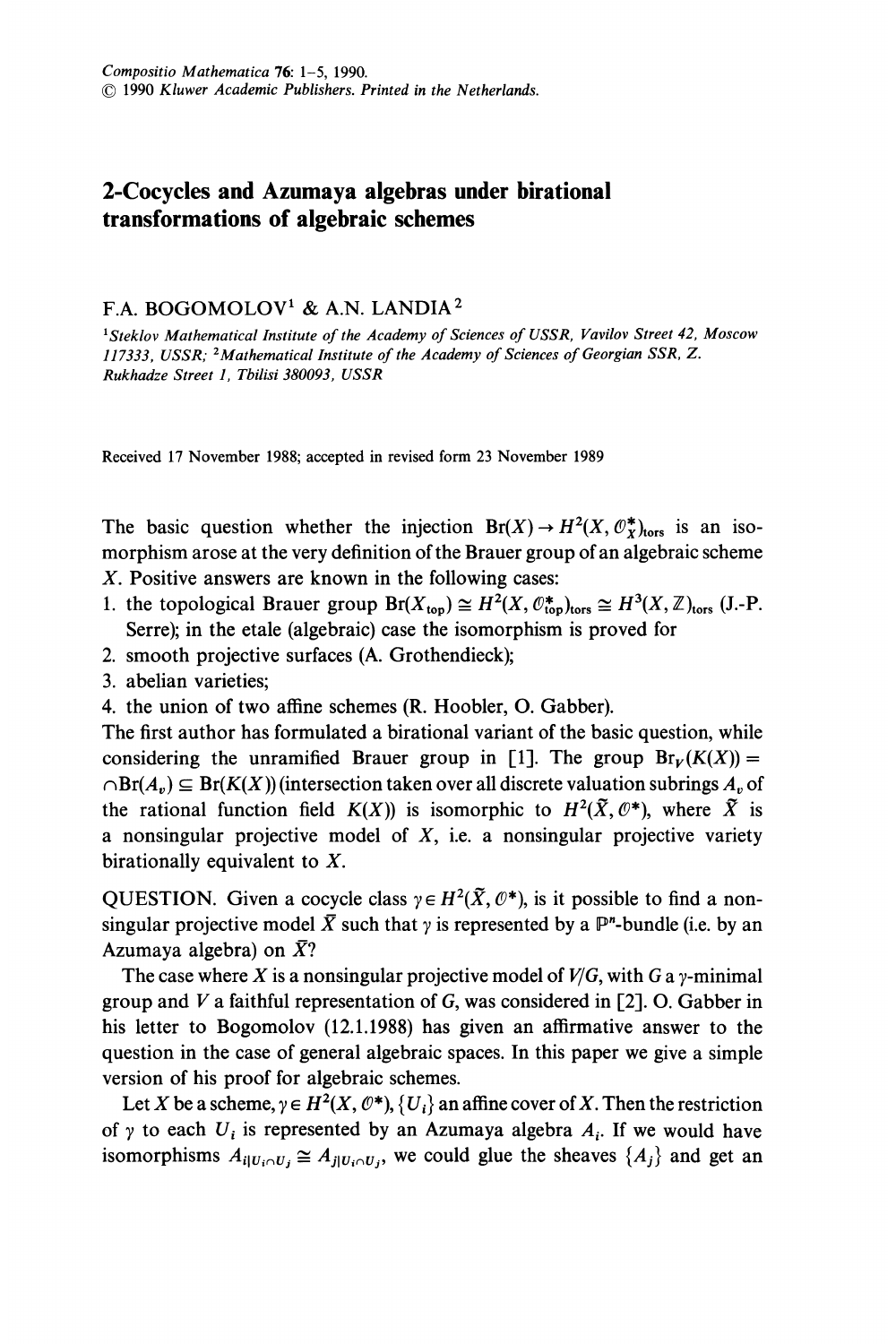Compositio Mathematica 76: 1-5, 1990.
© 1990 Kluwer Academic Publishers. Printed in the Netherlands.

# 2-Cocycles and Azumaya algebras under birational transformations of algebraic schemes

F.A. BOGOMOLOV[1] & A.N. LANDIA[2]

[1]*Steklov Mathematical Institute of the Academy of Sciences of USSR, Vavilov Street 42, Moscow 117333, USSR;* [2]*Mathematical Institute of the Academy of Sciences of Georgian SSR, Z. Rukhadze Street 1, Tbilisi 380093, USSR*

Received 17 November 1988; accepted in revised form 23 November 1989

The basic question whether the injection $\mathrm{Br}(X) \to H^2(X, \mathcal{O}_X^*)_{\mathrm{tors}}$ is an isomorphism arose at the very definition of the Brauer group of an algebraic scheme $X$. Positive answers are known in the following cases:

1. the topological Brauer group $\mathrm{Br}(X_{\mathrm{top}}) \cong H^2(X, \mathcal{O}_{\mathrm{top}}^*)_{\mathrm{tors}} \cong H^3(X, \mathbb{Z})_{\mathrm{tors}}$ (J.-P. Serre); in the etale (algebraic) case the isomorphism is proved for
2. smooth projective surfaces (A. Grothendieck);
3. abelian varieties;
4. the union of two affine schemes (R. Hoobler, O. Gabber).

The first author has formulated a birational variant of the basic question, while considering the unramified Brauer group in [1]. The group $\mathrm{Br}_V(K(X)) = \cap \mathrm{Br}(A_v) \subseteq \mathrm{Br}(K(X))$ (intersection taken over all discrete valuation subrings $A_v$ of the rational function field $K(X)$) is isomorphic to $H^2(\tilde{X}, \mathcal{O}^*)$, where $\tilde{X}$ is a nonsingular projective model of $X$, i.e. a nonsingular projective variety birationally equivalent to $X$.

QUESTION. Given a cocycle class $\gamma \in H^2(\tilde{X}, \mathcal{O}^*)$, is it possible to find a nonsingular projective model $\bar{X}$ such that $\gamma$ is represented by a $\mathbb{P}^n$-bundle (i.e. by an Azumaya algebra) on $\bar{X}$?

The case where $X$ is a nonsingular projective model of $V/G$, with $G$ a $\gamma$-minimal group and $V$ a faithful representation of $G$, was considered in [2]. O. Gabber in his letter to Bogomolov (12.1.1988) has given an affirmative answer to the question in the case of general algebraic spaces. In this paper we give a simple version of his proof for algebraic schemes.

Let $X$ be a scheme, $\gamma \in H^2(X, \mathcal{O}^*)$, $\{U_i\}$ an affine cover of $X$. Then the restriction of $\gamma$ to each $U_i$ is represented by an Azumaya algebra $A_i$. If we would have isomorphisms $A_{i|U_i \cap U_j} \cong A_{j|U_i \cap U_j}$, we could glue the sheaves $\{A_j\}$ and get an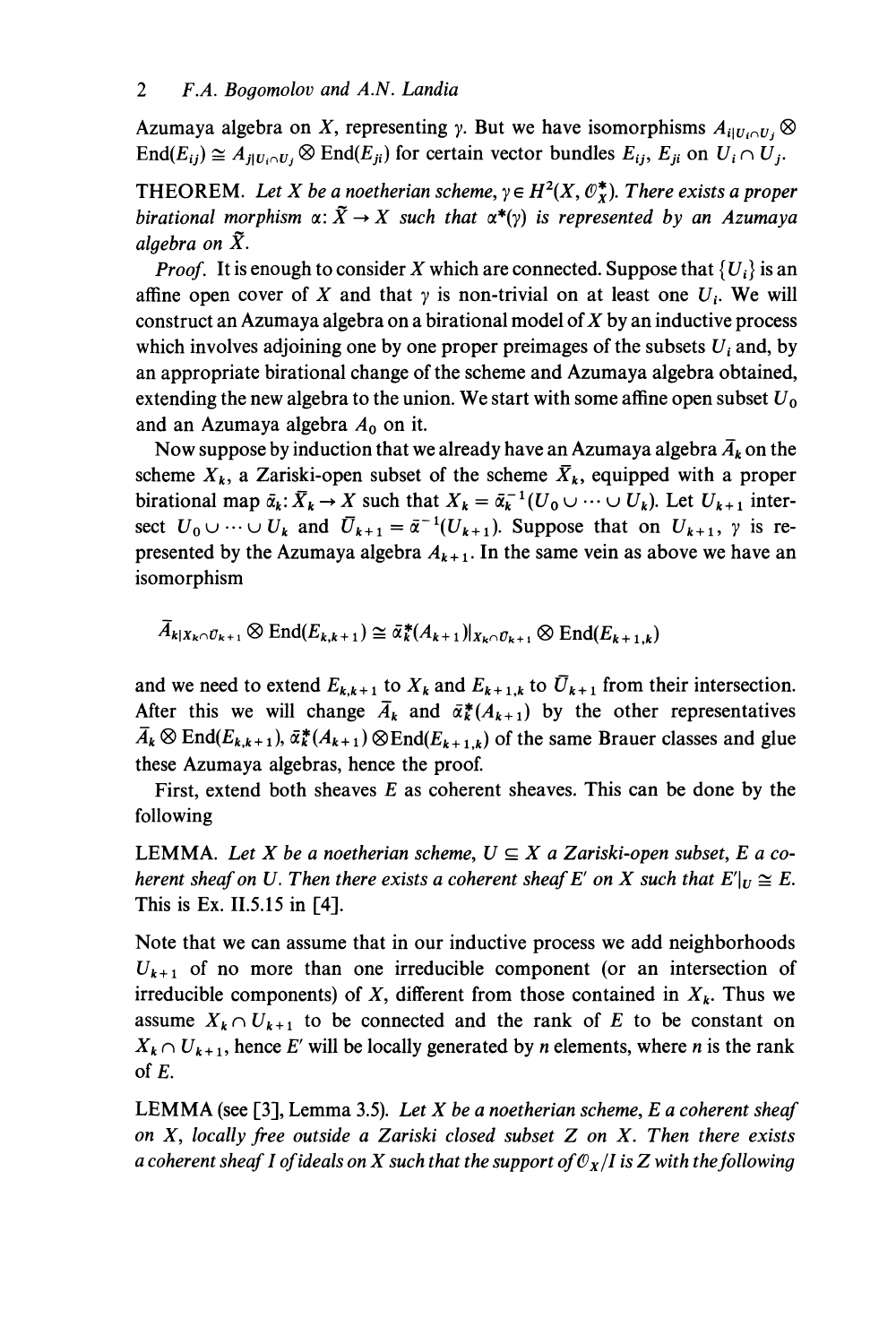Azumaya algebra on $X$, representing $\gamma$. But we have isomorphisms $A_{i|U_i \cap U_j} \otimes \operatorname{End}(E_{ij}) \cong A_{j|U_i \cap U_j} \otimes \operatorname{End}(E_{ji})$ for certain vector bundles $E_{ij}$, $E_{ji}$ on $U_i \cap U_j$.

THEOREM. *Let $X$ be a noetherian scheme, $\gamma \in H^2(X, \mathcal{O}_X^*)$. There exists a proper birational morphism $\alpha: \tilde{X} \to X$ such that $\alpha^*(\gamma)$ is represented by an Azumaya algebra on $\tilde{X}$.*

*Proof.* It is enough to consider $X$ which are connected. Suppose that $\{U_i\}$ is an affine open cover of $X$ and that $\gamma$ is non-trivial on at least one $U_i$. We will construct an Azumaya algebra on a birational model of $X$ by an inductive process which involves adjoining one by one proper preimages of the subsets $U_i$ and, by an appropriate birational change of the scheme and Azumaya algebra obtained, extending the new algebra to the union. We start with some affine open subset $U_0$ and an Azumaya algebra $A_0$ on it.

Now suppose by induction that we already have an Azumaya algebra $\bar{A}_k$ on the scheme $X_k$, a Zariski-open subset of the scheme $\bar{X}_k$, equipped with a proper birational map $\bar{\alpha}_k: \bar{X}_k \to X$ such that $X_k = \bar{\alpha}_k^{-1}(U_0 \cup \cdots \cup U_k)$. Let $U_{k+1}$ intersect $U_0 \cup \cdots \cup U_k$ and $\bar{U}_{k+1} = \bar{\alpha}^{-1}(U_{k+1})$. Suppose that on $U_{k+1}$, $\gamma$ is represented by the Azumaya algebra $A_{k+1}$. In the same vein as above we have an isomorphism

$$\bar{A}_{k|X_k \cap \bar{U}_{k+1}} \otimes \operatorname{End}(E_{k,k+1}) \cong \bar{\alpha}_k^*(A_{k+1})|_{X_k \cap \bar{U}_{k+1}} \otimes \operatorname{End}(E_{k+1,k})$$

and we need to extend $E_{k,k+1}$ to $X_k$ and $E_{k+1,k}$ to $\bar{U}_{k+1}$ from their intersection. After this we will change $\bar{A}_k$ and $\bar{\alpha}_k^*(A_{k+1})$ by the other representatives $\bar{A}_k \otimes \operatorname{End}(E_{k,k+1})$, $\bar{\alpha}_k^*(A_{k+1}) \otimes \operatorname{End}(E_{k+1,k})$ of the same Brauer classes and glue these Azumaya algebras, hence the proof.

First, extend both sheaves $E$ as coherent sheaves. This can be done by the following

LEMMA. *Let $X$ be a noetherian scheme, $U \subseteq X$ a Zariski-open subset, $E$ a coherent sheaf on $U$. Then there exists a coherent sheaf $E'$ on $X$ such that $E'|_U \cong E$.* This is Ex. II.5.15 in [4].

Note that we can assume that in our inductive process we add neighborhoods $U_{k+1}$ of no more than one irreducible component (or an intersection of irreducible components) of $X$, different from those contained in $X_k$. Thus we assume $X_k \cap U_{k+1}$ to be connected and the rank of $E$ to be constant on $X_k \cap U_{k+1}$, hence $E'$ will be locally generated by $n$ elements, where $n$ is the rank of $E$.

LEMMA (see [3], Lemma 3.5). *Let $X$ be a noetherian scheme, $E$ a coherent sheaf on $X$, locally free outside a Zariski closed subset $Z$ on $X$. Then there exists a coherent sheaf $I$ of ideals on $X$ such that the support of $\mathcal{O}_X/I$ is $Z$ with the following*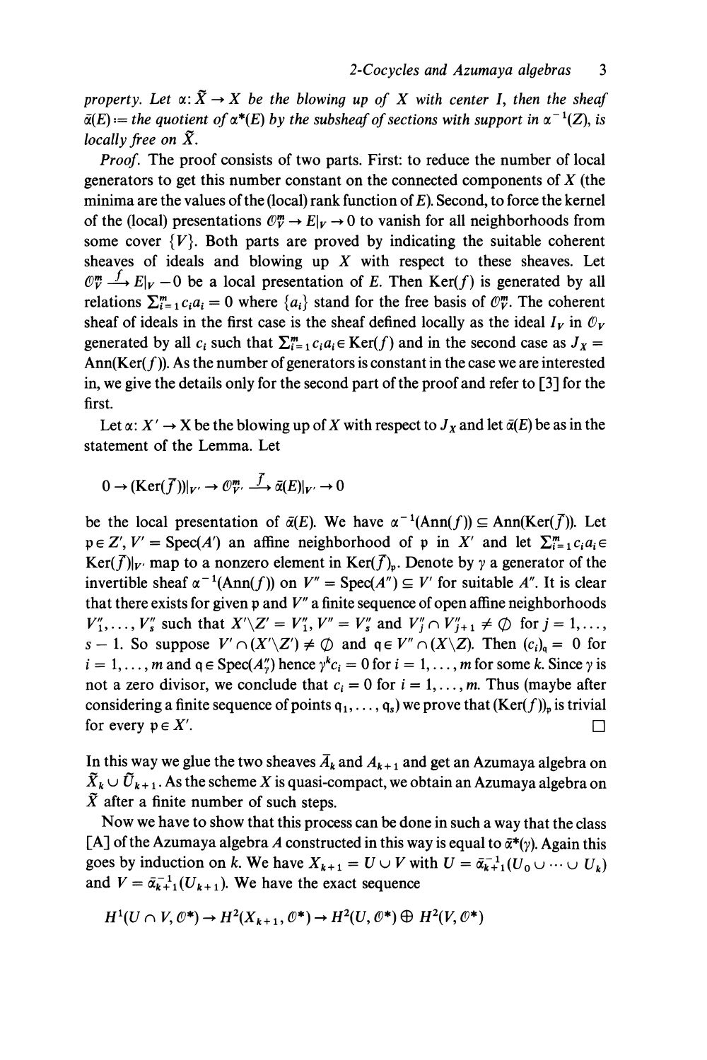*property. Let $\alpha: \tilde{X} \to X$ be the blowing up of $X$ with center $I$, then the sheaf $\bar{\alpha}(E) :=$ the quotient of $\alpha^*(E)$ by the subsheaf of sections with support in $\alpha^{-1}(Z)$, is locally free on $\tilde{X}$.*

*Proof.* The proof consists of two parts. First: to reduce the number of local generators to get this number constant on the connected components of $X$ (the minima are the values of the (local) rank function of $E$). Second, to force the kernel of the (local) presentations $\mathcal{O}_V^m \to E|_V \to 0$ to vanish for all neighborhoods from some cover $\{V\}$. Both parts are proved by indicating the suitable coherent sheaves of ideals and blowing up $X$ with respect to these sheaves. Let $\mathcal{O}_V^m \xrightarrow{f} E|_V - 0$ be a local presentation of $E$. Then $\mathrm{Ker}(f)$ is generated by all relations $\sum_{i=1}^m c_i a_i = 0$ where $\{a_i\}$ stand for the free basis of $\mathcal{O}_V^m$. The coherent sheaf of ideals in the first case is the sheaf defined locally as the ideal $I_V$ in $\mathcal{O}_V$ generated by all $c_i$ such that $\sum_{i=1}^m c_i a_i \in \mathrm{Ker}(f)$ and in the second case as $J_X = \mathrm{Ann}(\mathrm{Ker}(f))$. As the number of generators is constant in the case we are interested in, we give the details only for the second part of the proof and refer to [3] for the first.

Let $\alpha: X' \to X$ be the blowing up of $X$ with respect to $J_X$ and let $\bar{\alpha}(E)$ be as in the statement of the Lemma. Let

$$0 \to (\mathrm{Ker}(\bar{f}))|_{V'} \to \mathcal{O}_{V'}^m \xrightarrow{\bar{f}} \bar{\alpha}(E)|_{V'} \to 0$$

be the local presentation of $\bar{\alpha}(E)$. We have $\alpha^{-1}(\mathrm{Ann}(f)) \subseteq \mathrm{Ann}(\mathrm{Ker}(\bar{f}))$. Let $\mathfrak{p} \in Z'$, $V' = \mathrm{Spec}(A')$ an affine neighborhood of $\mathfrak{p}$ in $X'$ and let $\sum_{i=1}^m c_i a_i \in \mathrm{Ker}(\bar{f})|_{V'}$ map to a nonzero element in $\mathrm{Ker}(\bar{f})_{\mathfrak{p}}$. Denote by $\gamma$ a generator of the invertible sheaf $\alpha^{-1}(\mathrm{Ann}(f))$ on $V'' = \mathrm{Spec}(A'') \subseteq V'$ for suitable $A''$. It is clear that there exists for given $\mathfrak{p}$ and $V''$ a finite sequence of open affine neighborhoods $V_1'', \ldots, V_s''$ such that $X' \backslash Z' = V_1''$, $V'' = V_s''$ and $V_j'' \cap V_{j+1}'' \neq \emptyset$ for $j = 1, \ldots, s-1$. So suppose $V' \cap (X' \backslash Z') \neq \emptyset$ and $\mathfrak{q} \in V'' \cap (X \backslash Z)$. Then $(c_i)_{\mathfrak{q}} = 0$ for $i = 1, \ldots, m$ and $\mathfrak{q} \in \mathrm{Spec}(A_\gamma'')$ hence $\gamma^k c_i = 0$ for $i = 1, \ldots, m$ for some $k$. Since $\gamma$ is not a zero divisor, we conclude that $c_i = 0$ for $i = 1, \ldots, m$. Thus (maybe after considering a finite sequence of points $\mathfrak{q}_1, \ldots, \mathfrak{q}_s$) we prove that $(\mathrm{Ker}(f))_{\mathfrak{p}}$ is trivial for every $\mathfrak{p} \in X'$. $\square$

In this way we glue the two sheaves $\bar{A}_k$ and $A_{k+1}$ and get an Azumaya algebra on $\tilde{X}_k \cup \tilde{U}_{k+1}$. As the scheme $X$ is quasi-compact, we obtain an Azumaya algebra on $\tilde{X}$ after a finite number of such steps.

Now we have to show that this process can be done in such a way that the class $[A]$ of the Azumaya algebra $A$ constructed in this way is equal to $\bar{\alpha}^*(\gamma)$. Again this goes by induction on $k$. We have $X_{k+1} = U \cup V$ with $U = \bar{\alpha}_{k+1}^{-1}(U_0 \cup \cdots \cup U_k)$ and $V = \bar{\alpha}_{k+1}^{-1}(U_{k+1})$. We have the exact sequence

$$H^1(U \cap V, \mathcal{O}^*) \to H^2(X_{k+1}, \mathcal{O}^*) \to H^2(U, \mathcal{O}^*) \oplus H^2(V, \mathcal{O}^*)$$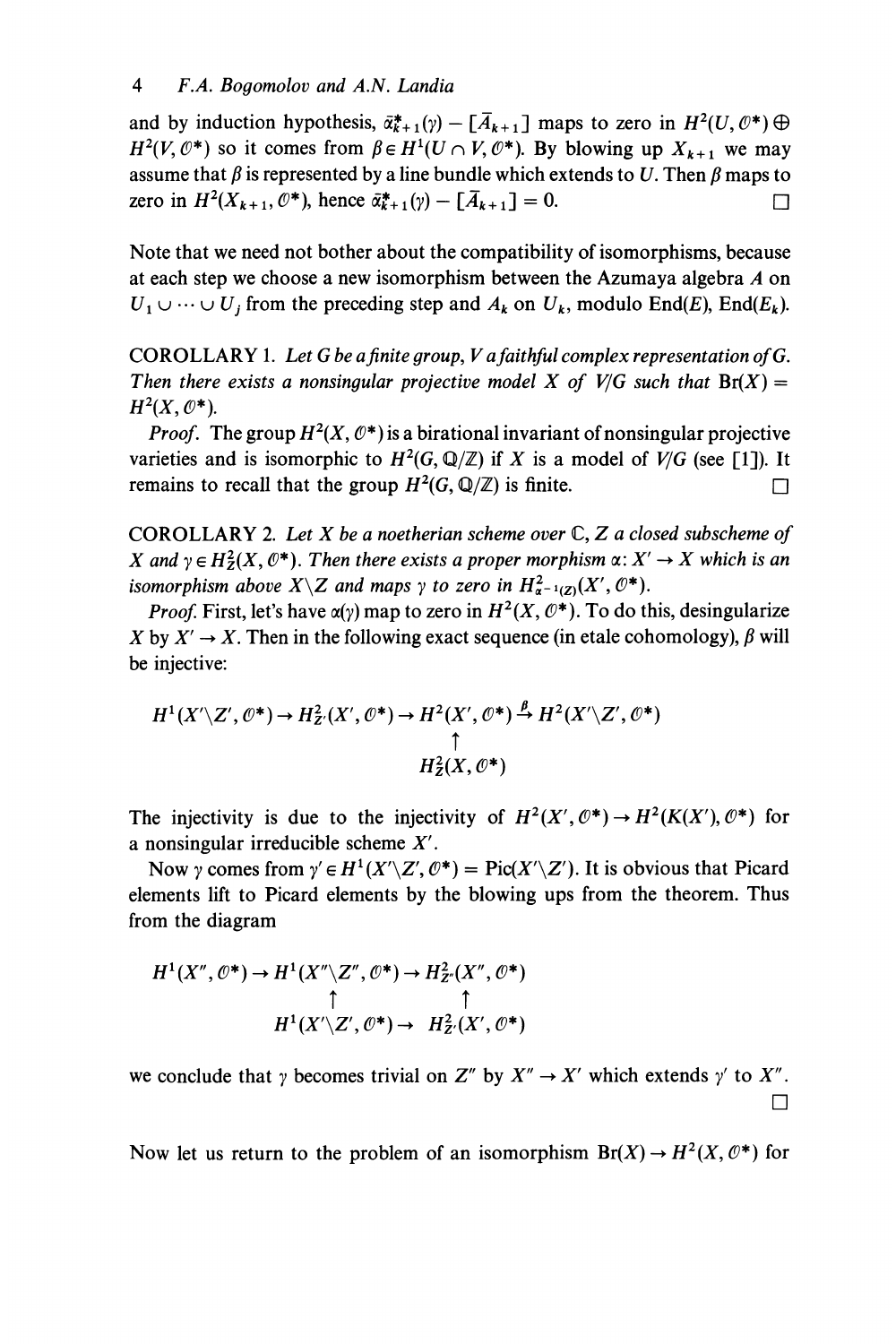and by induction hypothesis, $\tilde{\alpha}_{k+1}^*(\gamma) - [\bar{A}_{k+1}]$ maps to zero in $H^2(U, \mathcal{O}^*) \oplus H^2(V, \mathcal{O}^*)$ so it comes from $\beta \in H^1(U \cap V, \mathcal{O}^*)$. By blowing up $X_{k+1}$ we may assume that $\beta$ is represented by a line bundle which extends to $U$. Then $\beta$ maps to zero in $H^2(X_{k+1}, \mathcal{O}^*)$, hence $\tilde{\alpha}_{k+1}^*(\gamma) - [\bar{A}_{k+1}] = 0$. □

Note that we need not bother about the compatibility of isomorphisms, because at each step we choose a new isomorphism between the Azumaya algebra $A$ on $U_1 \cup \cdots \cup U_j$ from the preceding step and $A_k$ on $U_k$, modulo $\mathrm{End}(E)$, $\mathrm{End}(E_k)$.

COROLLARY 1. *Let $G$ be a finite group, $V$ a faithful complex representation of $G$. Then there exists a nonsingular projective model $X$ of $V/G$ such that $\mathrm{Br}(X) = H^2(X, \mathcal{O}^*)$.*

*Proof.* The group $H^2(X, \mathcal{O}^*)$ is a birational invariant of nonsingular projective varieties and is isomorphic to $H^2(G, \mathbb{Q}/\mathbb{Z})$ if $X$ is a model of $V/G$ (see [1]). It remains to recall that the group $H^2(G, \mathbb{Q}/\mathbb{Z})$ is finite. □

COROLLARY 2. *Let $X$ be a noetherian scheme over $\mathbb{C}$, $Z$ a closed subscheme of $X$ and $\gamma \in H_Z^2(X, \mathcal{O}^*)$. Then there exists a proper morphism $\alpha\colon X' \to X$ which is an isomorphism above $X \backslash Z$ and maps $\gamma$ to zero in $H^2_{\alpha^{-1}(Z)}(X', \mathcal{O}^*)$.*

*Proof.* First, let's have $\alpha(\gamma)$ map to zero in $H^2(X, \mathcal{O}^*)$. To do this, desingularize $X$ by $X' \to X$. Then in the following exact sequence (in etale cohomology), $\beta$ will be injective:

$$
\begin{array}{ccccccc}
H^1(X'\backslash Z', \mathcal{O}^*) & \to & H^2_{Z'}(X', \mathcal{O}^*) & \to & H^2(X', \mathcal{O}^*) & \xrightarrow{\beta} & H^2(X'\backslash Z', \mathcal{O}^*) \\
 & & \uparrow & & & & \\
 & & H^2_Z(X, \mathcal{O}^*) & & & &
\end{array}
$$

The injectivity is due to the injectivity of $H^2(X', \mathcal{O}^*) \to H^2(K(X'), \mathcal{O}^*)$ for a nonsingular irreducible scheme $X'$.

Now $\gamma$ comes from $\gamma' \in H^1(X'\backslash Z', \mathcal{O}^*) = \mathrm{Pic}(X'\backslash Z')$. It is obvious that Picard elements lift to Picard elements by the blowing ups from the theorem. Thus from the diagram

$$
\begin{array}{ccccc}
H^1(X'', \mathcal{O}^*) & \to & H^1(X''\backslash Z'', \mathcal{O}^*) & \to & H^2_{Z''}(X'', \mathcal{O}^*) \\
 & & \uparrow & & \uparrow \\
 & & H^1(X'\backslash Z', \mathcal{O}^*) & \to & H^2_{Z'}(X', \mathcal{O}^*)
\end{array}
$$

we conclude that $\gamma$ becomes trivial on $Z''$ by $X'' \to X'$ which extends $\gamma'$ to $X''$. □

Now let us return to the problem of an isomorphism $\mathrm{Br}(X) \to H^2(X, \mathcal{O}^*)$ for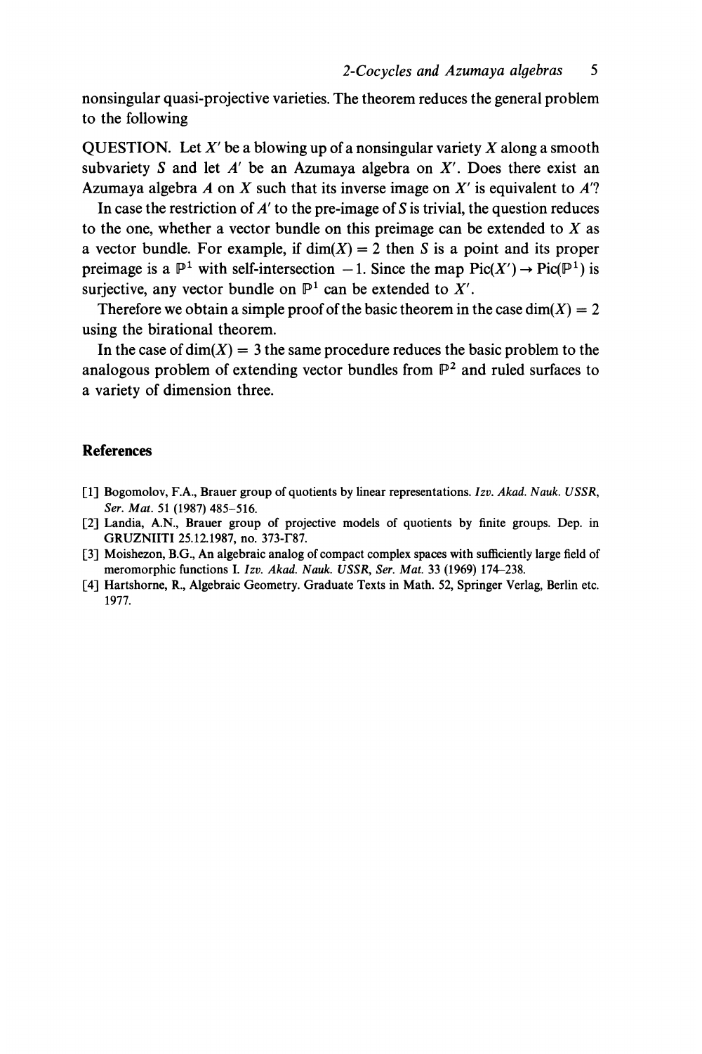nonsingular quasi-projective varieties. The theorem reduces the general problem to the following

QUESTION. Let $X'$ be a blowing up of a nonsingular variety $X$ along a smooth subvariety $S$ and let $A'$ be an Azumaya algebra on $X'$. Does there exist an Azumaya algebra $A$ on $X$ such that its inverse image on $X'$ is equivalent to $A'$?

In case the restriction of $A'$ to the pre-image of $S$ is trivial, the question reduces to the one, whether a vector bundle on this preimage can be extended to $X$ as a vector bundle. For example, if $\dim(X) = 2$ then $S$ is a point and its proper preimage is a $\mathbb{P}^1$ with self-intersection $-1$. Since the map $\mathrm{Pic}(X') \to \mathrm{Pic}(\mathbb{P}^1)$ is surjective, any vector bundle on $\mathbb{P}^1$ can be extended to $X'$.

Therefore we obtain a simple proof of the basic theorem in the case $\dim(X) = 2$ using the birational theorem.

In the case of $\dim(X) = 3$ the same procedure reduces the basic problem to the analogous problem of extending vector bundles from $\mathbb{P}^2$ and ruled surfaces to a variety of dimension three.

## References

[1] Bogomolov, F.A., Brauer group of quotients by linear representations. *Izv. Akad. Nauk. USSR, Ser. Mat.* 51 (1987) 485–516.

[2] Landia, A.N., Brauer group of projective models of quotients by finite groups. Dep. in GRUZNIITI 25.12.1987, no. 373-Г87.

[3] Moishezon, B.G., An algebraic analog of compact complex spaces with sufficiently large field of meromorphic functions I. *Izv. Akad. Nauk. USSR, Ser. Mat.* 33 (1969) 174–238.

[4] Hartshorne, R., Algebraic Geometry. Graduate Texts in Math. 52, Springer Verlag, Berlin etc. 1977.